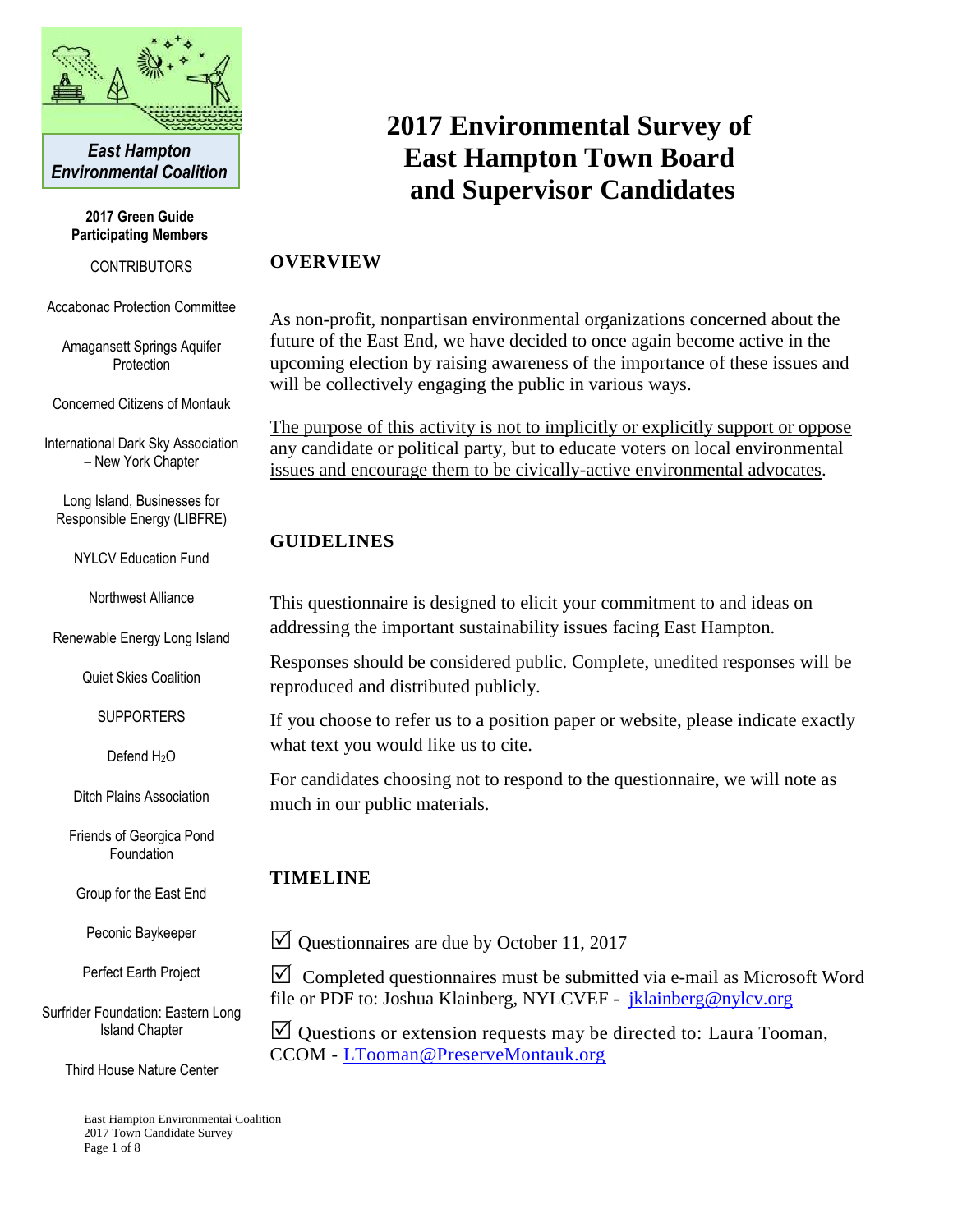**East Hampton Environmental Coalition**

**2017 Green Guide Participating Members**

CONTRIBUTORS

Accabonac Protection Committee

Amagansett Springs Aquifer Protection

Concerned Citizens of Montauk

International Dark Sky Association – New York Chapter

Long Island, Businesses for Responsible Energy (LIBFRE)

NYLCV Education Fund

Northwest Alliance

Renewable Energy Long Island

Quiet Skies Coalition

SUPPORTERS

Defend $H_2O$

Ditch Plains Association

Friends of Georgica Pond Foundation

Group for the East End

Peconic Baykeeper

Perfect Earth Project

Surfrider Foundation: Eastern Long Island Chapter

Third House Nature Center

# 2017 Environmental Survey of East Hampton Town Board and Supervisor Candidates

## OVERVIEW

As non-profit, nonpartisan environmental organizations concerned about the future of the East End, we have decided to once again become active in the upcoming election by raising awareness of the importance of these issues and will be collectively engaging the public in various ways.

<u>The purpose of this activity is not to implicitly or explicitly support or oppose any candidate or political party, but to educate voters on local environmental issues and encourage them to be civically-active environmental advocates</u>.

## GUIDELINES

This questionnaire is designed to elicit your commitment to and ideas on addressing the important sustainability issues facing East Hampton.

Responses should be considered public. Complete, unedited responses will be reproduced and distributed publicly.

If you choose to refer us to a position paper or website, please indicate exactly what text you would like us to cite.

For candidates choosing not to respond to the questionnaire, we will note as much in our public materials.

## TIMELINE

☑ Questionnaires are due by October 11, 2017

☑ Completed questionnaires must be submitted via e-mail as Microsoft Word file or PDF to: Joshua Klainberg, NYLCVEF - jklainberg@nylcv.org

☑ Questions or extension requests may be directed to: Laura Tooman, CCOM - LTooman@PreserveMontauk.org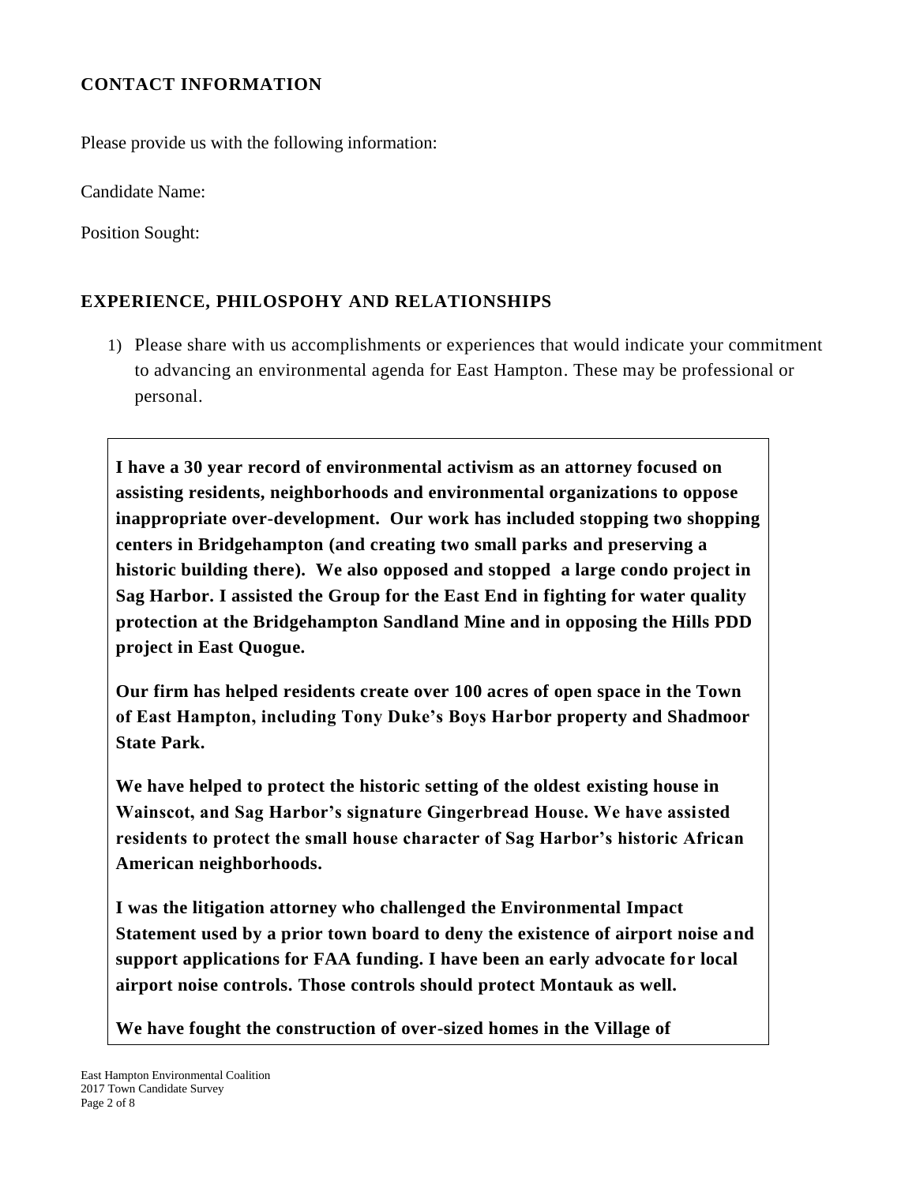## CONTACT INFORMATION

Please provide us with the following information:

Candidate Name:

Position Sought:

## EXPERIENCE, PHILOSPOHY AND RELATIONSHIPS

1) Please share with us accomplishments or experiences that would indicate your commitment to advancing an environmental agenda for East Hampton. These may be professional or personal.

**I have a 30 year record of environmental activism as an attorney focused on assisting residents, neighborhoods and environmental organizations to oppose inappropriate over-development. Our work has included stopping two shopping centers in Bridgehampton (and creating two small parks and preserving a historic building there). We also opposed and stopped a large condo project in Sag Harbor. I assisted the Group for the East End in fighting for water quality protection at the Bridgehampton Sandland Mine and in opposing the Hills PDD project in East Quogue.**

**Our firm has helped residents create over 100 acres of open space in the Town of East Hampton, including Tony Duke's Boys Harbor property and Shadmoor State Park.**

**We have helped to protect the historic setting of the oldest existing house in Wainscot, and Sag Harbor's signature Gingerbread House. We have assisted residents to protect the small house character of Sag Harbor's historic African American neighborhoods.**

**I was the litigation attorney who challenged the Environmental Impact Statement used by a prior town board to deny the existence of airport noise and support applications for FAA funding. I have been an early advocate for local airport noise controls. Those controls should protect Montauk as well.**

**We have fought the construction of over-sized homes in the Village of**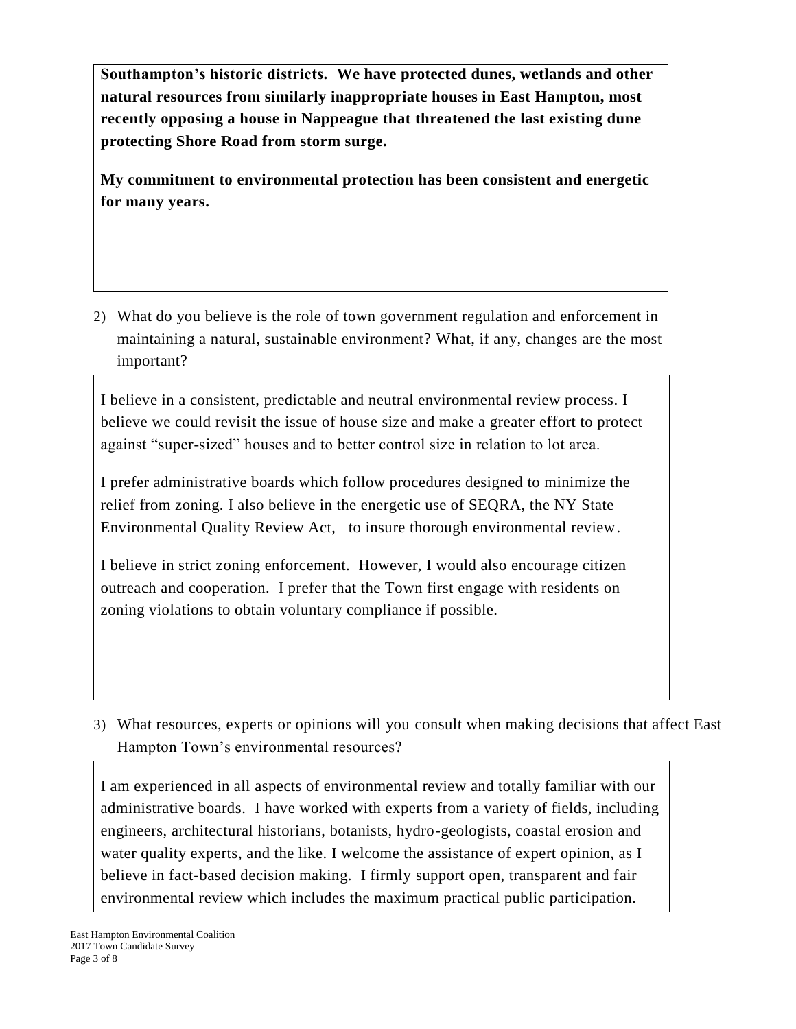**Southampton's historic districts. We have protected dunes, wetlands and other natural resources from similarly inappropriate houses in East Hampton, most recently opposing a house in Nappeague that threatened the last existing dune protecting Shore Road from storm surge.**

**My commitment to environmental protection has been consistent and energetic for many years.**

2) What do you believe is the role of town government regulation and enforcement in maintaining a natural, sustainable environment? What, if any, changes are the most important?

I believe in a consistent, predictable and neutral environmental review process. I believe we could revisit the issue of house size and make a greater effort to protect against "super-sized" houses and to better control size in relation to lot area.

I prefer administrative boards which follow procedures designed to minimize the relief from zoning. I also believe in the energetic use of SEQRA, the NY State Environmental Quality Review Act, to insure thorough environmental review.

I believe in strict zoning enforcement. However, I would also encourage citizen outreach and cooperation. I prefer that the Town first engage with residents on zoning violations to obtain voluntary compliance if possible.

3) What resources, experts or opinions will you consult when making decisions that affect East Hampton Town's environmental resources?

I am experienced in all aspects of environmental review and totally familiar with our administrative boards. I have worked with experts from a variety of fields, including engineers, architectural historians, botanists, hydro-geologists, coastal erosion and water quality experts, and the like. I welcome the assistance of expert opinion, as I believe in fact-based decision making. I firmly support open, transparent and fair environmental review which includes the maximum practical public participation.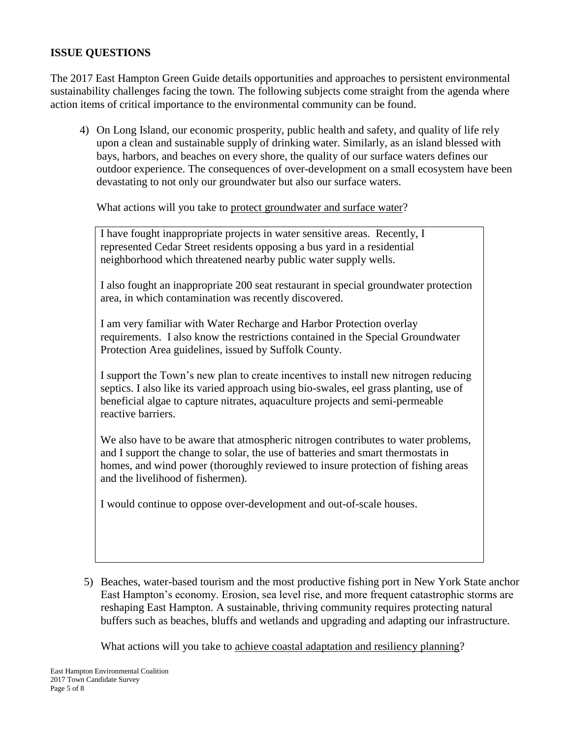**ISSUE QUESTIONS**

The 2017 East Hampton Green Guide details opportunities and approaches to persistent environmental sustainability challenges facing the town. The following subjects come straight from the agenda where action items of critical importance to the environmental community can be found.

4) On Long Island, our economic prosperity, public health and safety, and quality of life rely upon a clean and sustainable supply of drinking water. Similarly, as an island blessed with bays, harbors, and beaches on every shore, the quality of our surface waters defines our outdoor experience. The consequences of over-development on a small ecosystem have been devastating to not only our groundwater but also our surface waters.

   What actions will you take to <u>protect groundwater and surface water</u>?

   I have fought inappropriate projects in water sensitive areas. Recently, I represented Cedar Street residents opposing a bus yard in a residential neighborhood which threatened nearby public water supply wells.

   I also fought an inappropriate 200 seat restaurant in special groundwater protection area, in which contamination was recently discovered.

   I am very familiar with Water Recharge and Harbor Protection overlay requirements. I also know the restrictions contained in the Special Groundwater Protection Area guidelines, issued by Suffolk County.

   I support the Town's new plan to create incentives to install new nitrogen reducing septics. I also like its varied approach using bio-swales, eel grass planting, use of beneficial algae to capture nitrates, aquaculture projects and semi-permeable reactive barriers.

   We also have to be aware that atmospheric nitrogen contributes to water problems, and I support the change to solar, the use of batteries and smart thermostats in homes, and wind power (thoroughly reviewed to insure protection of fishing areas and the livelihood of fishermen).

   I would continue to oppose over-development and out-of-scale houses.

5) Beaches, water-based tourism and the most productive fishing port in New York State anchor East Hampton's economy. Erosion, sea level rise, and more frequent catastrophic storms are reshaping East Hampton. A sustainable, thriving community requires protecting natural buffers such as beaches, bluffs and wetlands and upgrading and adapting our infrastructure.

   What actions will you take to <u>achieve coastal adaptation and resiliency planning</u>?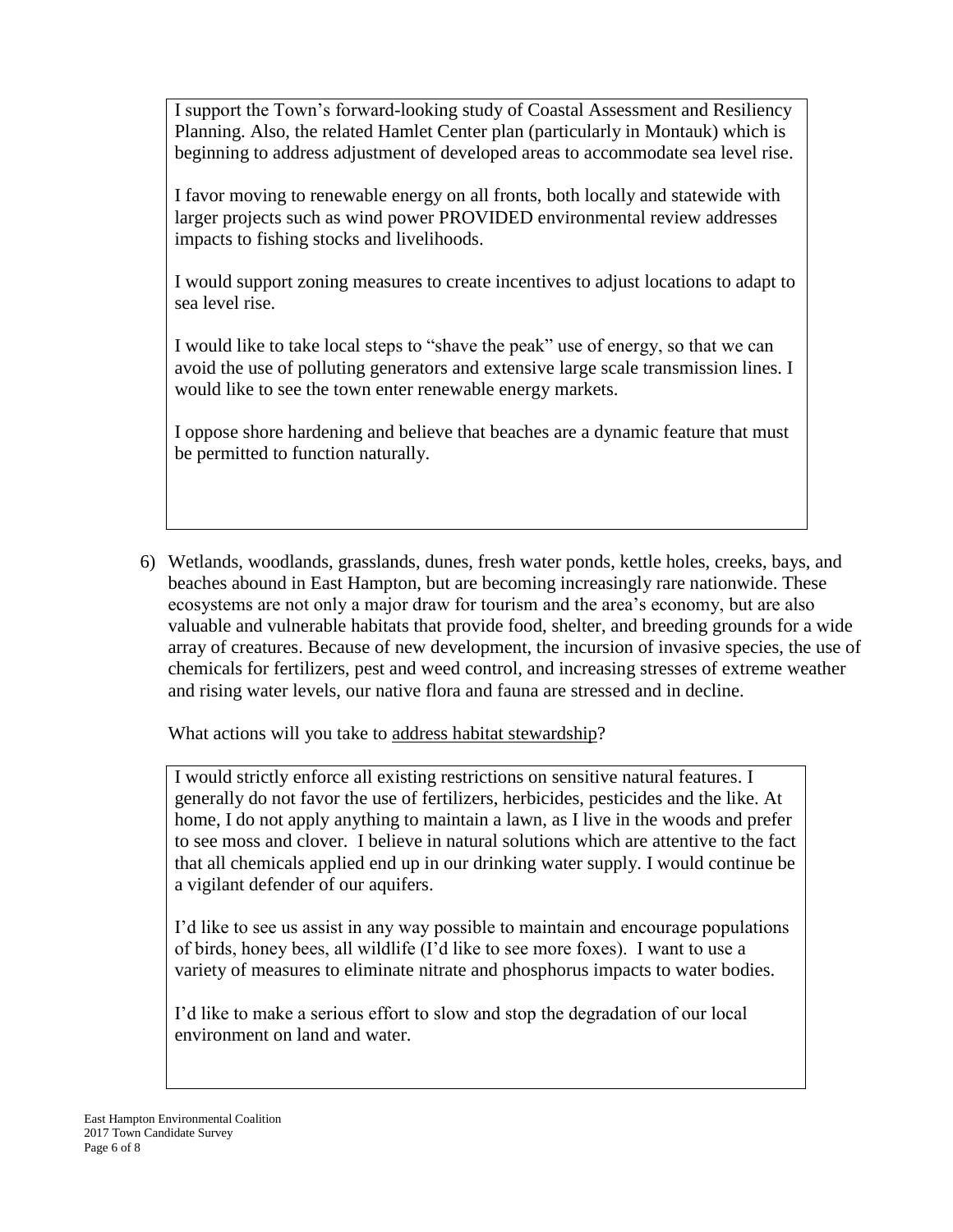I support the Town's forward-looking study of Coastal Assessment and Resiliency Planning. Also, the related Hamlet Center plan (particularly in Montauk) which is beginning to address adjustment of developed areas to accommodate sea level rise.

I favor moving to renewable energy on all fronts, both locally and statewide with larger projects such as wind power PROVIDED environmental review addresses impacts to fishing stocks and livelihoods.

I would support zoning measures to create incentives to adjust locations to adapt to sea level rise.

I would like to take local steps to "shave the peak" use of energy, so that we can avoid the use of polluting generators and extensive large scale transmission lines. I would like to see the town enter renewable energy markets.

I oppose shore hardening and believe that beaches are a dynamic feature that must be permitted to function naturally.

6) Wetlands, woodlands, grasslands, dunes, fresh water ponds, kettle holes, creeks, bays, and beaches abound in East Hampton, but are becoming increasingly rare nationwide. These ecosystems are not only a major draw for tourism and the area's economy, but are also valuable and vulnerable habitats that provide food, shelter, and breeding grounds for a wide array of creatures. Because of new development, the incursion of invasive species, the use of chemicals for fertilizers, pest and weed control, and increasing stresses of extreme weather and rising water levels, our native flora and fauna are stressed and in decline.

   What actions will you take to address habitat stewardship?

I would strictly enforce all existing restrictions on sensitive natural features. I generally do not favor the use of fertilizers, herbicides, pesticides and the like. At home, I do not apply anything to maintain a lawn, as I live in the woods and prefer to see moss and clover. I believe in natural solutions which are attentive to the fact that all chemicals applied end up in our drinking water supply. I would continue be a vigilant defender of our aquifers.

I'd like to see us assist in any way possible to maintain and encourage populations of birds, honey bees, all wildlife (I'd like to see more foxes). I want to use a variety of measures to eliminate nitrate and phosphorus impacts to water bodies.

I'd like to make a serious effort to slow and stop the degradation of our local environment on land and water.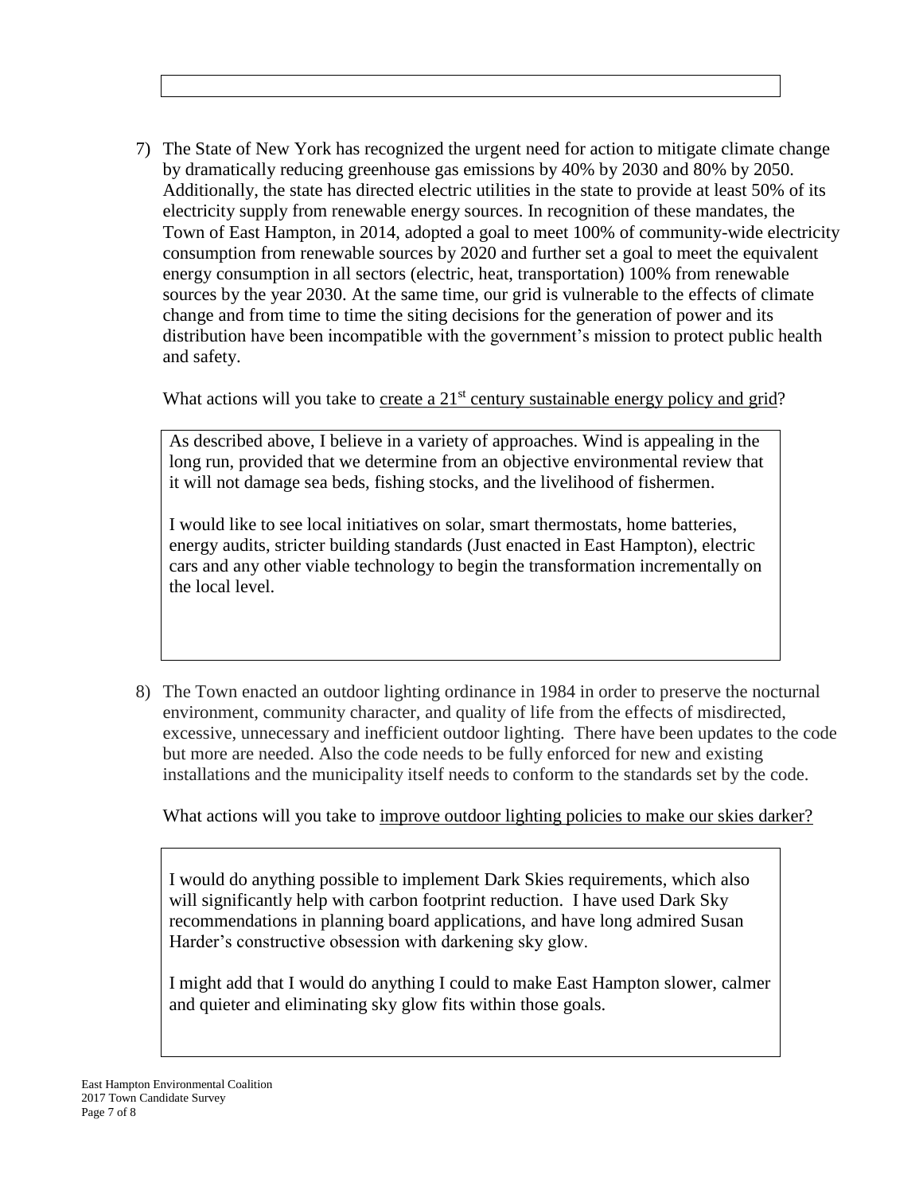7) The State of New York has recognized the urgent need for action to mitigate climate change by dramatically reducing greenhouse gas emissions by 40% by 2030 and 80% by 2050. Additionally, the state has directed electric utilities in the state to provide at least 50% of its electricity supply from renewable energy sources. In recognition of these mandates, the Town of East Hampton, in 2014, adopted a goal to meet 100% of community-wide electricity consumption from renewable sources by 2020 and further set a goal to meet the equivalent energy consumption in all sectors (electric, heat, transportation) 100% from renewable sources by the year 2030. At the same time, our grid is vulnerable to the effects of climate change and from time to time the siting decisions for the generation of power and its distribution have been incompatible with the government's mission to protect public health and safety.

   What actions will you take to <u>create a 21st century sustainable energy policy and grid</u>?

   As described above, I believe in a variety of approaches. Wind is appealing in the long run, provided that we determine from an objective environmental review that it will not damage sea beds, fishing stocks, and the livelihood of fishermen.

   I would like to see local initiatives on solar, smart thermostats, home batteries, energy audits, stricter building standards (Just enacted in East Hampton), electric cars and any other viable technology to begin the transformation incrementally on the local level.

8) The Town enacted an outdoor lighting ordinance in 1984 in order to preserve the nocturnal environment, community character, and quality of life from the effects of misdirected, excessive, unnecessary and inefficient outdoor lighting. There have been updates to the code but more are needed. Also the code needs to be fully enforced for new and existing installations and the municipality itself needs to conform to the standards set by the code.

   What actions will you take to <u>improve outdoor lighting policies to make our skies darker?</u>

   I would do anything possible to implement Dark Skies requirements, which also will significantly help with carbon footprint reduction. I have used Dark Sky recommendations in planning board applications, and have long admired Susan Harder's constructive obsession with darkening sky glow.

   I might add that I would do anything I could to make East Hampton slower, calmer and quieter and eliminating sky glow fits within those goals.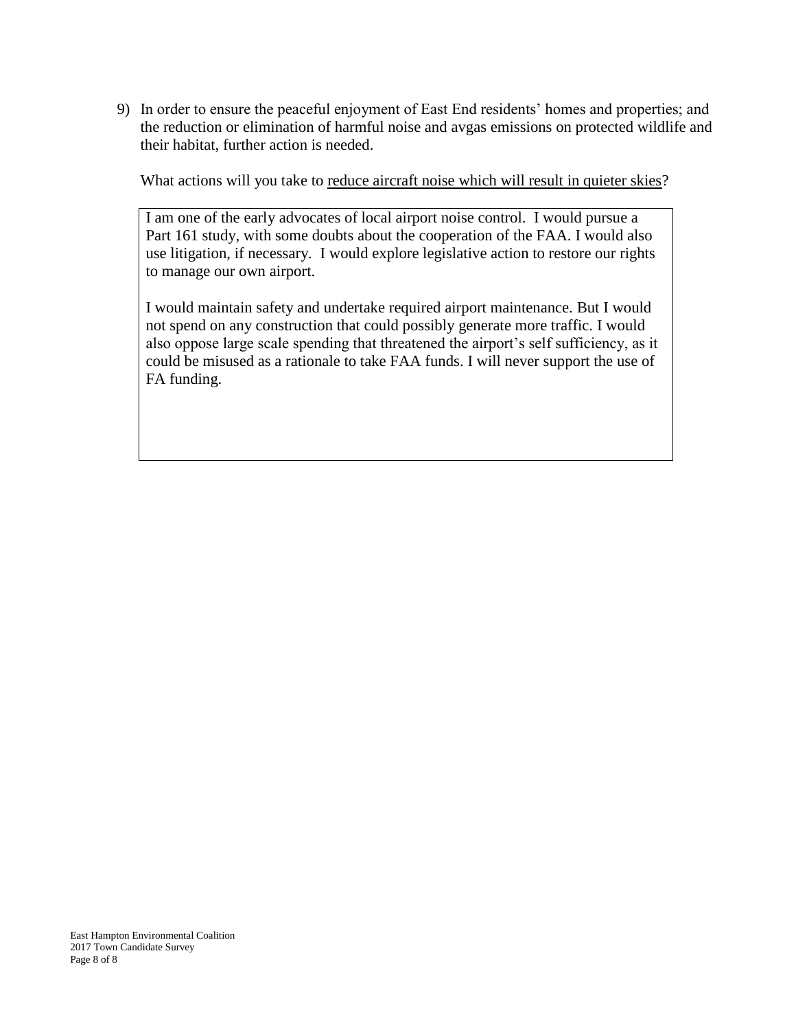9) In order to ensure the peaceful enjoyment of East End residents' homes and properties; and the reduction or elimination of harmful noise and avgas emissions on protected wildlife and their habitat, further action is needed.

   What actions will you take to reduce aircraft noise which will result in quieter skies?

   I am one of the early advocates of local airport noise control. I would pursue a Part 161 study, with some doubts about the cooperation of the FAA. I would also use litigation, if necessary. I would explore legislative action to restore our rights to manage our own airport.

   I would maintain safety and undertake required airport maintenance. But I would not spend on any construction that could possibly generate more traffic. I would also oppose large scale spending that threatened the airport's self sufficiency, as it could be misused as a rationale to take FAA funds. I will never support the use of FA funding.

East Hampton Environmental Coalition
2017 Town Candidate Survey